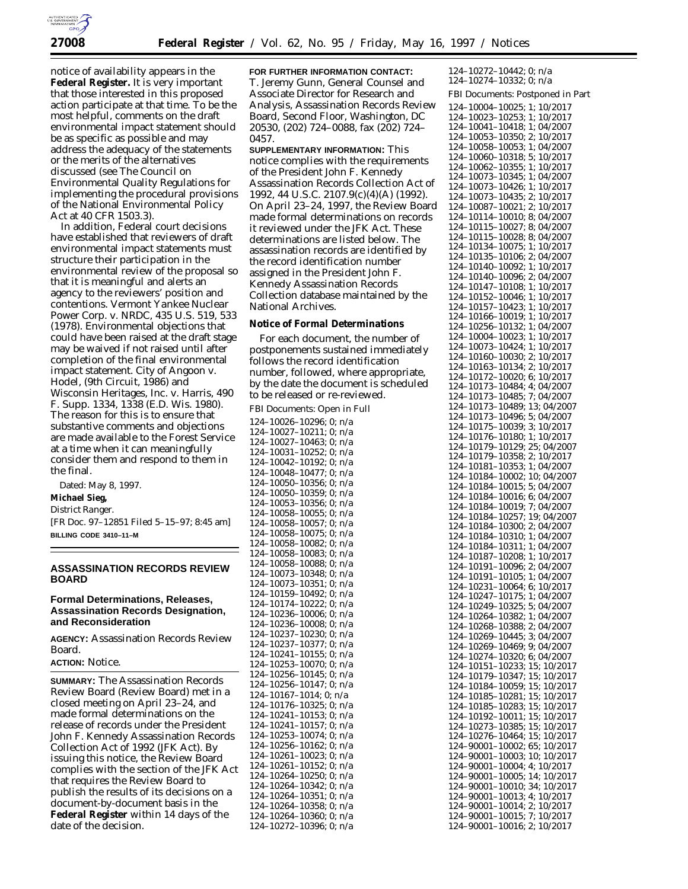notice of availability appears in the **Federal Register.** It is very important that those interested in this proposed action participate at that time. To be the most helpful, comments on the draft environmental impact statement should be as specific as possible and may address the adequacy of the statements or the merits of the alternatives discussed (see The Council on Environmental Quality Regulations for implementing the procedural provisions of the National Environmental Policy Act at 40 CFR 1503.3).

In addition, Federal court decisions have established that reviewers of draft environmental impact statements must structure their participation in the environmental review of the proposal so that it is meaningful and alerts an agency to the reviewers' position and contentions. Vermont Yankee Nuclear Power Corp. v. NRDC, 435 U.S. 519, 533 (1978). Environmental objections that could have been raised at the draft stage may be waived if not raised until after completion of the final environmental impact statement. City of Angoon v. Hodel, (9th Circuit, 1986) and Wisconsin Heritages, Inc. v. Harris, 490 F. Supp. 1334, 1338 (E.D. Wis. 1980). The reason for this is to ensure that substantive comments and objections are made available to the Forest Service at a time when it can meaningfully consider them and respond to them in the final.

Dated: May 8, 1997.

**Michael Sieg,**

*District Ranger.*

[FR Doc. 97–12851 Filed 5–15–97; 8:45 am]

**BILLING CODE 3410–11–M**

## ASSASSINATION RECORDS REVIEW BOARD

### Formal Determinations, Releases, Assassination Records Designation, and Reconsideration

**AGENCY:** Assassination Records Review Board.

**ACTION:** Notice.

**SUMMARY:** The Assassination Records Review Board (Review Board) met in a closed meeting on April 23–24, and made formal determinations on the release of records under the President John F. Kennedy Assassination Records Collection Act of 1992 (JFK Act). By issuing this notice, the Review Board complies with the section of the JFK Act that requires the Review Board to publish the results of its decisions on a document-by-document basis in the **Federal Register** within 14 days of the date of the decision.

**FOR FURTHER INFORMATION CONTACT:** T. Jeremy Gunn, General Counsel and Associate Director for Research and Analysis, Assassination Records Review Board, Second Floor, Washington, DC 20530, (202) 724–0088, fax (202) 724–0457.

**SUPPLEMENTARY INFORMATION:** This notice complies with the requirements of the President John F. Kennedy Assassination Records Collection Act of 1992, 44 U.S.C. 2107.9(c)(4)(A) (1992). On April 23–24, 1997, the Review Board made formal determinations on records it reviewed under the JFK Act. These determinations are listed below. The assassination records are identified by the record identification number assigned in the President John F. Kennedy Assassination Records Collection database maintained by the National Archives.

**Notice of Formal Determinations**

For each document, the number of postponements sustained immediately follows the record identification number, followed, where appropriate, by the date the document is scheduled to be released or re-reviewed.

*FBI Documents: Open in Full*

124–10026–10296; 0; n/a
124–10027–10211; 0; n/a
124–10027–10463; 0; n/a
124–10031–10252; 0; n/a
124–10042–10192; 0; n/a
124–10048–10477; 0; n/a
124–10050–10356; 0; n/a
124–10050–10359; 0; n/a
124–10053–10356; 0; n/a
124–10058–10055; 0; n/a
124–10058–10057; 0; n/a
124–10058–10075; 0; n/a
124–10058–10082; 0; n/a
124–10058–10083; 0; n/a
124–10058–10088; 0; n/a
124–10073–10348; 0; n/a
124–10073–10351; 0; n/a
124–10159–10492; 0; n/a
124–10174–10222; 0; n/a
124–10236–10006; 0; n/a
124–10236–10008; 0; n/a
124–10237–10230; 0; n/a
124–10237–10377; 0; n/a
124–10241–10155; 0; n/a
124–10253–10070; 0; n/a
124–10256–10145; 0; n/a
124–10256–10147; 0; n/a
124–10167–1014; 0; n/a
124–10176–10325; 0; n/a
124–10241–10153; 0; n/a
124–10241–10157; 0; n/a
124–10253–10074; 0; n/a
124–10256–10162; 0; n/a
124–10261–10023; 0; n/a
124–10261–10152; 0; n/a
124–10264–10250; 0; n/a
124–10264–10342; 0; n/a
124–10264–10351; 0; n/a
124–10264–10358; 0; n/a
124–10264–10360; 0; n/a
124–10272–10396; 0; n/a
124–10272–10442; 0; n/a
124–10274–10332; 0; n/a

*FBI Documents: Postponed in Part*

124–10004–10025; 1; 10/2017
124–10023–10253; 1; 10/2017
124–10041–10418; 1; 04/2007
124–10053–10350; 2; 10/2017
124–10058–10053; 1; 04/2007
124–10060–10318; 5; 10/2017
124–10062–10355; 1; 10/2017
124–10073–10345; 1; 04/2007
124–10073–10426; 1; 10/2017
124–10073–10435; 2; 10/2017
124–10087–10021; 2; 10/2017
124–10114–10010; 8; 04/2007
124–10115–10027; 8; 04/2007
124–10115–10028; 8; 04/2007
124–10134–10075; 1; 10/2017
124–10135–10106; 2; 04/2007
124–10140–10092; 1; 10/2017
124–10140–10096; 2; 04/2007
124–10147–10108; 1; 10/2017
124–10152–10046; 1; 10/2017
124–10157–10423; 1; 10/2017
124–10166–10019; 1; 10/2017
124–10256–10132; 1; 04/2007
124–10004–10023; 1; 10/2017
124–10073–10424; 1; 10/2017
124–10160–10030; 2; 10/2017
124–10163–10134; 2; 10/2017
124–10172–10020; 6; 10/2017
124–10173–10484; 4; 04/2007
124–10173–10485; 7; 04/2007
124–10173–10489; 13; 04/2007
124–10173–10496; 5; 04/2007
124–10175–10039; 3; 10/2017
124–10176–10180; 1; 10/2017
124–10179–10129; 25; 04/2007
124–10179–10358; 2; 10/2017
124–10181–10353; 1; 04/2007
124–10184–10002; 10; 04/2007
124–10184–10015; 5; 04/2007
124–10184–10016; 6; 04/2007
124–10184–10019; 7; 04/2007
124–10184–10257; 19; 04/2007
124–10184–10300; 2; 04/2007
124–10184–10310; 1; 04/2007
124–10184–10311; 1; 04/2007
124–10187–10208; 1; 10/2017
124–10191–10096; 2; 04/2007
124–10191–10105; 1; 04/2007
124–10231–10064; 6; 10/2017
124–10247–10175; 1; 04/2007
124–10249–10325; 5; 04/2007
124–10264–10382; 1; 04/2007
124–10268–10388; 2; 04/2007
124–10269–10445; 3; 04/2007
124–10269–10469; 9; 04/2007
124–10274–10320; 6; 04/2007
124–10151–10233; 15; 10/2017
124–10179–10347; 15; 10/2017
124–10184–10059; 15; 10/2017
124–10185–10281; 15; 10/2017
124–10185–10283; 15; 10/2017
124–10192–10011; 15; 10/2017
124–10273–10385; 15; 10/2017
124–10276–10464; 15; 10/2017
124–90001–10002; 65; 10/2017
124–90001–10003; 10; 10/2017
124–90001–10004; 4; 10/2017
124–90001–10005; 14; 10/2017
124–90001–10010; 34; 10/2017
124–90001–10013; 4; 10/2017
124–90001–10014; 2; 10/2017
124–90001–10015; 7; 10/2017
124–90001–10016; 2; 10/2017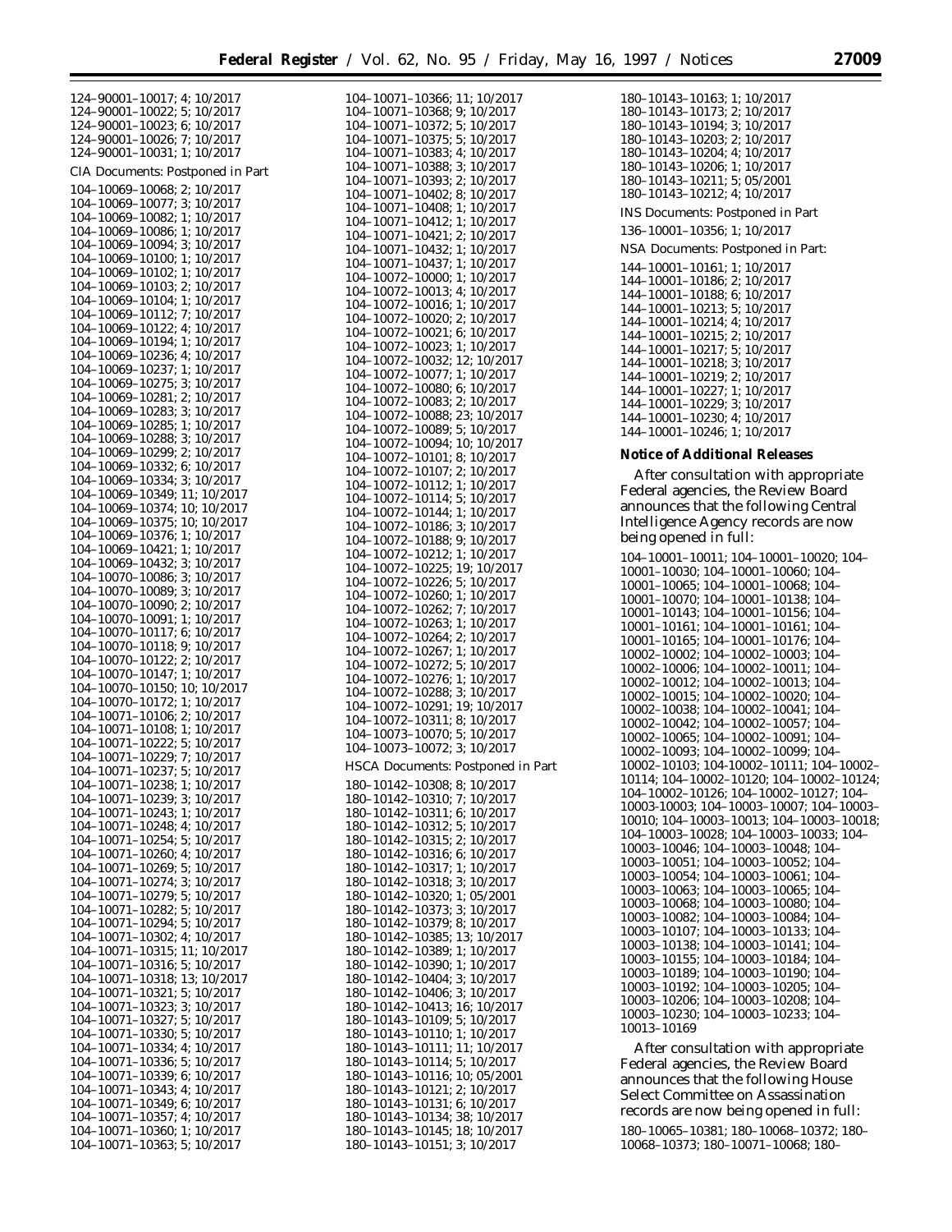124–90001–10017; 4; 10/2017
124–90001–10022; 5; 10/2017
124–90001–10023; 6; 10/2017
124–90001–10026; 7; 10/2017
124–90001–10031; 1; 10/2017

CIA Documents: Postponed in Part

104–10069–10068; 2; 10/2017
104–10069–10077; 3; 10/2017
104–10069–10082; 1; 10/2017
104–10069–10086; 1; 10/2017
104–10069–10094; 3; 10/2017
104–10069–10100; 1; 10/2017
104–10069–10102; 1; 10/2017
104–10069–10103; 2; 10/2017
104–10069–10104; 1; 10/2017
104–10069–10112; 7; 10/2017
104–10069–10122; 4; 10/2017
104–10069–10194; 1; 10/2017
104–10069–10236; 4; 10/2017
104–10069–10237; 1; 10/2017
104–10069–10275; 3; 10/2017
104–10069–10281; 2; 10/2017
104–10069–10283; 3; 10/2017
104–10069–10285; 1; 10/2017
104–10069–10288; 3; 10/2017
104–10069–10299; 2; 10/2017
104–10069–10332; 6; 10/2017
104–10069–10334; 3; 10/2017
104–10069–10349; 11; 10/2017
104–10069–10374; 10; 10/2017
104–10069–10375; 10; 10/2017
104–10069–10376; 1; 10/2017
104–10069–10421; 1; 10/2017
104–10069–10432; 3; 10/2017
104–10070–10086; 3; 10/2017
104–10070–10089; 3; 10/2017
104–10070–10090; 2; 10/2017
104–10070–10091; 1; 10/2017
104–10070–10117; 6; 10/2017
104–10070–10118; 9; 10/2017
104–10070–10122; 2; 10/2017
104–10070–10147; 1; 10/2017
104–10070–10150; 10; 10/2017
104–10070–10172; 1; 10/2017
104–10071–10106; 2; 10/2017
104–10071–10108; 1; 10/2017
104–10071–10222; 5; 10/2017
104–10071–10229; 7; 10/2017
104–10071–10237; 5; 10/2017
104–10071–10238; 1; 10/2017
104–10071–10239; 3; 10/2017
104–10071–10243; 1; 10/2017
104–10071–10248; 4; 10/2017
104–10071–10254; 5; 10/2017
104–10071–10260; 4; 10/2017
104–10071–10269; 5; 10/2017
104–10071–10274; 3; 10/2017
104–10071–10279; 5; 10/2017
104–10071–10282; 5; 10/2017
104–10071–10294; 5; 10/2017
104–10071–10302; 4; 10/2017
104–10071–10315; 11; 10/2017
104–10071–10316; 5; 10/2017
104–10071–10318; 13; 10/2017
104–10071–10321; 5; 10/2017
104–10071–10323; 3; 10/2017
104–10071–10327; 5; 10/2017
104–10071–10330; 5; 10/2017
104–10071–10334; 4; 10/2017
104–10071–10336; 5; 10/2017
104–10071–10339; 6; 10/2017
104–10071–10343; 4; 10/2017
104–10071–10349; 6; 10/2017
104–10071–10357; 4; 10/2017
104–10071–10360; 1; 10/2017
104–10071–10363; 5; 10/2017
104–10071–10366; 11; 10/2017
104–10071–10368; 9; 10/2017
104–10071–10372; 5; 10/2017
104–10071–10375; 5; 10/2017
104–10071–10383; 4; 10/2017
104–10071–10388; 3; 10/2017
104–10071–10393; 2; 10/2017
104–10071–10402; 8; 10/2017
104–10071–10408; 1; 10/2017
104–10071–10412; 1; 10/2017
104–10071–10421; 2; 10/2017
104–10071–10432; 1; 10/2017
104–10071–10437; 1; 10/2017
104–10072–10000; 1; 10/2017
104–10072–10013; 4; 10/2017
104–10072–10016; 1; 10/2017
104–10072–10020; 2; 10/2017
104–10072–10021; 6; 10/2017
104–10072–10023; 1; 10/2017
104–10072–10032; 12; 10/2017
104–10072–10077; 1; 10/2017
104–10072–10080; 6; 10/2017
104–10072–10083; 2; 10/2017
104–10072–10088; 23; 10/2017
104–10072–10089; 5; 10/2017
104–10072–10094; 10; 10/2017
104–10072–10101; 8; 10/2017
104–10072–10107; 2; 10/2017
104–10072–10112; 1; 10/2017
104–10072–10114; 5; 10/2017
104–10072–10144; 1; 10/2017
104–10072–10186; 3; 10/2017
104–10072–10188; 9; 10/2017
104–10072–10212; 1; 10/2017
104–10072–10225; 19; 10/2017
104–10072–10226; 5; 10/2017
104–10072–10260; 1; 10/2017
104–10072–10262; 7; 10/2017
104–10072–10263; 1; 10/2017
104–10072–10264; 2; 10/2017
104–10072–10267; 1; 10/2017
104–10072–10272; 5; 10/2017
104–10072–10276; 1; 10/2017
104–10072–10288; 3; 10/2017
104–10072–10291; 19; 10/2017
104–10072–10311; 8; 10/2017
104–10073–10070; 5; 10/2017
104–10073–10072; 3; 10/2017

HSCA Documents: Postponed in Part

180–10142–10308; 8; 10/2017
180–10142–10310; 7; 10/2017
180–10142–10311; 6; 10/2017
180–10142–10312; 5; 10/2017
180–10142–10315; 2; 10/2017
180–10142–10316; 6; 10/2017
180–10142–10317; 1; 10/2017
180–10142–10318; 3; 10/2017
180–10142–10320; 1; 05/2001
180–10142–10373; 3; 10/2017
180–10142–10379; 8; 10/2017
180–10142–10385; 13; 10/2017
180–10142–10389; 1; 10/2017
180–10142–10390; 1; 10/2017
180–10142–10404; 3; 10/2017
180–10142–10406; 3; 10/2017
180–10142–10413; 16; 10/2017
180–10143–10109; 5; 10/2017
180–10143–10110; 1; 10/2017
180–10143–10111; 11; 10/2017
180–10143–10114; 5; 10/2017
180–10143–10116; 10; 05/2001
180–10143–10121; 2; 10/2017
180–10143–10131; 6; 10/2017
180–10143–10134; 38; 10/2017
180–10143–10145; 18; 10/2017
180–10143–10151; 3; 10/2017
180–10143–10163; 1; 10/2017
180–10143–10173; 2; 10/2017
180–10143–10194; 3; 10/2017
180–10143–10203; 2; 10/2017
180–10143–10204; 4; 10/2017
180–10143–10206; 1; 10/2017
180–10143–10211; 5; 05/2001
180–10143–10212; 4; 10/2017

INS Documents: Postponed in Part

136–10001–10356; 1; 10/2017

NSA Documents: Postponed in Part:

144–10001–10161; 1; 10/2017
144–10001–10186; 2; 10/2017
144–10001–10188; 6; 10/2017
144–10001–10213; 5; 10/2017
144–10001–10214; 4; 10/2017
144–10001–10215; 2; 10/2017
144–10001–10217; 5; 10/2017
144–10001–10218; 3; 10/2017
144–10001–10219; 2; 10/2017
144–10001–10227; 1; 10/2017
144–10001–10229; 3; 10/2017
144–10001–10230; 4; 10/2017
144–10001–10246; 1; 10/2017

**Notice of Additional Releases**

After consultation with appropriate Federal agencies, the Review Board announces that the following Central Intelligence Agency records are now being opened in full:

104–10001–10011; 104–10001–10020; 104–10001–10030; 104–10001–10060; 104–10001–10065; 104–10001–10068; 104–10001–10070; 104–10001–10138; 104–10001–10143; 104–10001–10156; 104–10001–10161; 104–10001–10161; 104–10001–10165; 104–10001–10176; 104–10002–10002; 104–10002–10003; 104–10002–10006; 104–10002–10011; 104–10002–10012; 104–10002–10013; 104–10002–10015; 104–10002–10020; 104–10002–10038; 104–10002–10041; 104–10002–10042; 104–10002–10057; 104–10002–10065; 104–10002–10091; 104–10002–10093; 104–10002–10099; 104–10002–10103; 104–10002–10111; 104–10002–10114; 104–10002–10120; 104–10002–10124; 104–10002–10126; 104–10002–10127; 104–10003-10003; 104–10003–10007; 104–10003–10010; 104–10003–10013; 104–10003–10018; 104–10003–10028; 104–10003–10033; 104–10003–10046; 104–10003–10048; 104–10003–10051; 104–10003–10052; 104–10003–10054; 104–10003–10061; 104–10003–10063; 104–10003–10065; 104–10003–10068; 104–10003–10080; 104–10003–10082; 104–10003–10084; 104–10003–10107; 104–10003–10133; 104–10003–10138; 104–10003–10141; 104–10003–10155; 104–10003–10184; 104–10003–10189; 104–10003–10190; 104–10003–10192; 104–10003–10205; 104–10003–10206; 104–10003–10208; 104–10003–10230; 104–10003–10233; 104–10013–10169

After consultation with appropriate Federal agencies, the Review Board announces that the following House Select Committee on Assassination records are now being opened in full:

180–10065–10381; 180–10068–10372; 180–10068–10373; 180–10071–10068; 180–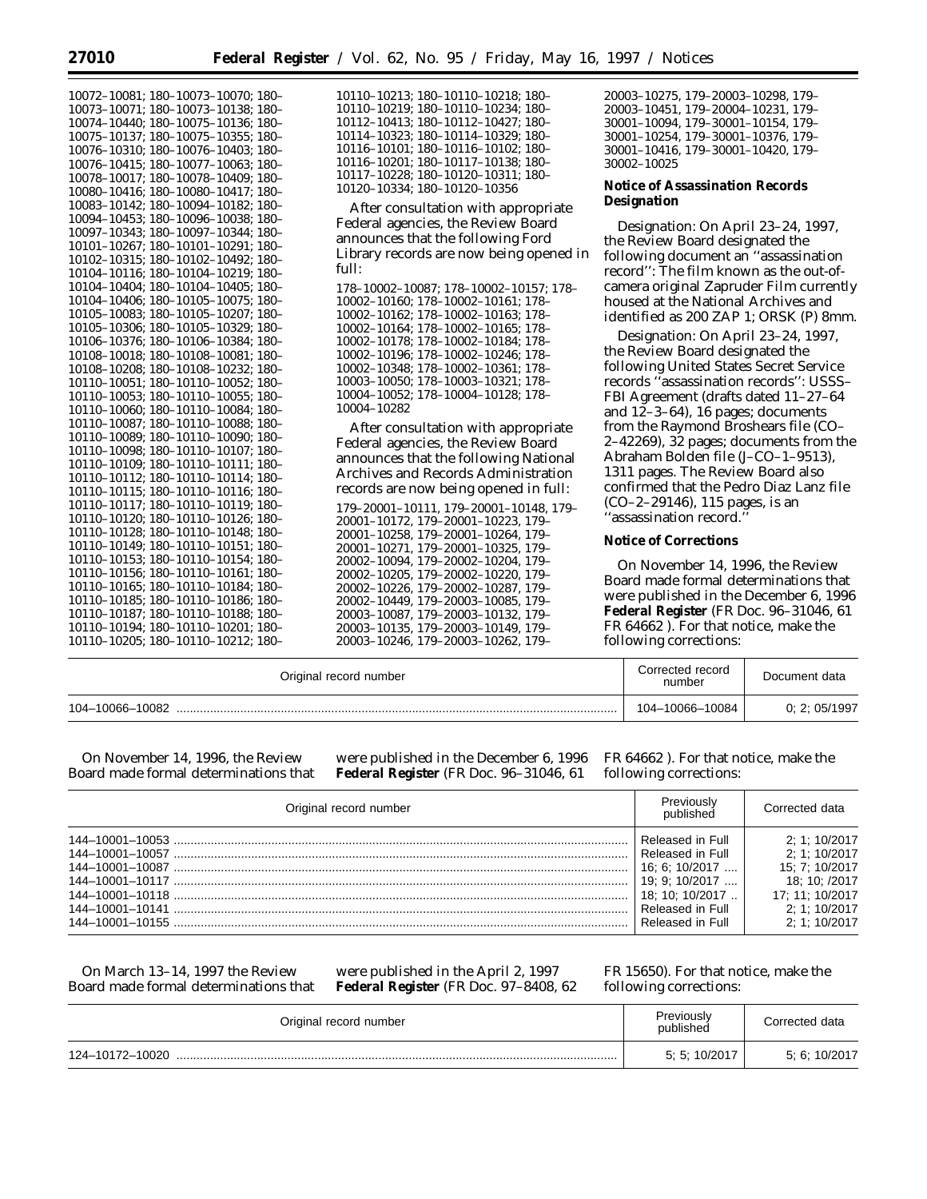10072–10081; 180–10073–10070; 180–10073–10071; 180–10073–10138; 180–10074–10440; 180–10075–10136; 180–10075–10137; 180–10075–10355; 180–10076–10310; 180–10076–10403; 180–10076–10415; 180–10077–10063; 180–10078–10017; 180–10078–10409; 180–10080–10416; 180–10080–10417; 180–10083–10142; 180–10094–10182; 180–10094–10453; 180–10096–10038; 180–10097–10343; 180–10097–10344; 180–10101–10267; 180–10101–10291; 180–10102–10315; 180–10102–10492; 180–10104–10116; 180–10104–10219; 180–10104–10404; 180–10104–10405; 180–10104–10406; 180–10105–10075; 180–10105–10083; 180–10105–10207; 180–10105–10306; 180–10105–10329; 180–10106–10376; 180–10106–10384; 180–10108–10018; 180–10108–10081; 180–10108–10208; 180–10108–10232; 180–10110–10051; 180–10110–10052; 180–10110–10053; 180–10110–10055; 180–10110–10060; 180–10110–10084; 180–10110–10087; 180–10110–10088; 180–10110–10089; 180–10110–10090; 180–10110–10098; 180–10110–10107; 180–10110–10109; 180–10110–10111; 180–10110–10112; 180–10110–10114; 180–10110–10115; 180–10110–10116; 180–10110–10117; 180–10110–10119; 180–10110–10120; 180–10110–10126; 180–10110–10128; 180–10110–10148; 180–10110–10149; 180–10110–10151; 180–10110–10153; 180–10110–10154; 180–10110–10156; 180–10110–10161; 180–10110–10165; 180–10110–10184; 180–10110–10185; 180–10110–10186; 180–10110–10187; 180–10110–10188; 180–10110–10194; 180–10110–10201; 180–10110–10205; 180–10110–10212; 180–10110–10213; 180–10110–10218; 180–10110–10219; 180–10110–10234; 180–10112–10413; 180–10112–10427; 180–10114–10323; 180–10114–10329; 180–10116–10101; 180–10116–10102; 180–10116–10201; 180–10117–10138; 180–10117–10228; 180–10120–10311; 180–10120–10334; 180–10120–10356

After consultation with appropriate Federal agencies, the Review Board announces that the following Ford Library records are now being opened in full:

178–10002–10087; 178–10002–10157; 178–10002–10160; 178–10002–10161; 178–10002–10162; 178–10002–10163; 178–10002–10164; 178–10002–10165; 178–10002–10178; 178–10002–10184; 178–10002–10196; 178–10002–10246; 178–10002–10348; 178–10002–10361; 178–10003–10050; 178–10003–10321; 178–10004–10052; 178–10004–10128; 178–10004–10282

After consultation with appropriate Federal agencies, the Review Board announces that the following National Archives and Records Administration records are now being opened in full:

179–20001–10111, 179–20001–10148, 179–20001–10172, 179–20001–10223, 179–20001–10258, 179–20001–10264, 179–20001–10271, 179–20001–10325, 179–20002–10094, 179–20002–10204, 179–20002–10205, 179–20002–10220, 179–20002–10226, 179–20002–10287, 179–20002–10449, 179–20003–10085, 179–20003–10087, 179–20003–10132, 179–20003–10135, 179–20003–10149, 179–20003–10246, 179–20003–10262, 179–20003–10275, 179–20003–10298, 179–20003–10451, 179–20004–10231, 179–30001–10094, 179–30001–10154, 179–30001–10254, 179–30001–10376, 179–30001–10416, 179–30001–10420, 179–30002–10025

**Notice of Assassination Records Designation**

Designation: On April 23–24, 1997, the Review Board designated the following document an ''assassination record'': The film known as the out-of-camera original Zapruder Film currently housed at the National Archives and identified as 200 ZAP 1; ORSK (P) 8mm.

Designation: On April 23–24, 1997, the Review Board designated the following United States Secret Service records ''assassination records'': USSS–FBI Agreement (drafts dated 11–27–64 and 12–3–64), 16 pages; documents from the Raymond Broshears file (CO–2–42269), 32 pages; documents from the Abraham Bolden file (J–CO–1–9513), 1311 pages. The Review Board also confirmed that the Pedro Diaz Lanz file (CO–2–29146), 115 pages, is an ''assassination record.''

**Notice of Corrections**

On November 14, 1996, the Review Board made formal determinations that were published in the December 6, 1996 **Federal Register** (FR Doc. 96–31046, 61 FR 64662 ). For that notice, make the following corrections:

| Original record number | Corrected record number | Document data |
|---|---|---|
| 104–10066–10082 | 104–10066–10084 | 0; 2; 05/1997 |

On November 14, 1996, the Review Board made formal determinations that were published in the December 6, 1996 **Federal Register** (FR Doc. 96–31046, 61 FR 64662 ). For that notice, make the following corrections:

| Original record number | Previously published | Corrected data |
|---|---|---|
| 144–10001–10053 | Released in Full | 2; 1; 10/2017 |
| 144–10001–10057 | Released in Full | 2; 1; 10/2017 |
| 144–10001–10087 | 16; 6; 10/2017 | 15; 7; 10/2017 |
| 144–10001–10117 | 19; 9; 10/2017 | 18; 10; /2017 |
| 144–10001–10118 | 18; 10; 10/2017 | 17; 11; 10/2017 |
| 144–10001–10141 | Released in Full | 2; 1; 10/2017 |
| 144–10001–10155 | Released in Full | 2; 1; 10/2017 |

On March 13–14, 1997 the Review Board made formal determinations that were published in the April 2, 1997 **Federal Register** (FR Doc. 97–8408, 62 FR 15650). For that notice, make the following corrections:

| Original record number | Previously published | Corrected data |
|---|---|---|
| 124–10172–10020 | 5; 5; 10/2017 | 5; 6; 10/2017 |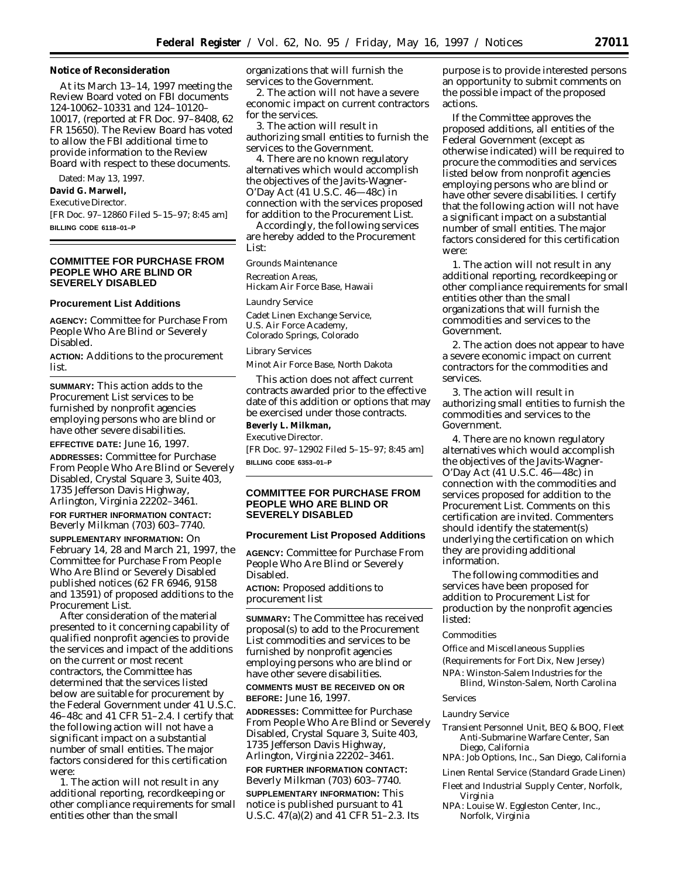## Notice of Reconsideration

At its March 13–14, 1997 meeting the Review Board voted on FBI documents 124-10062–10331 and 124–10120–10017, (reported at FR Doc. 97–8408, 62 FR 15650). The Review Board has voted to allow the FBI additional time to provide information to the Review Board with respect to these documents.

Dated: May 13, 1997.

**David G. Marwell,**

*Executive Director.*

[FR Doc. 97–12860 Filed 5–15–97; 8:45 am]

**BILLING CODE 6118–01–P**

# COMMITTEE FOR PURCHASE FROM PEOPLE WHO ARE BLIND OR SEVERELY DISABLED

## Procurement List Additions

**AGENCY:** Committee for Purchase From People Who Are Blind or Severely Disabled.

**ACTION:** Additions to the procurement list.

**SUMMARY:** This action adds to the Procurement List services to be furnished by nonprofit agencies employing persons who are blind or have other severe disabilities.

**EFFECTIVE DATE:** June 16, 1997.

**ADDRESSES:** Committee for Purchase From People Who Are Blind or Severely Disabled, Crystal Square 3, Suite 403, 1735 Jefferson Davis Highway, Arlington, Virginia 22202–3461.

**FOR FURTHER INFORMATION CONTACT:** Beverly Milkman (703) 603–7740.

**SUPPLEMENTARY INFORMATION:** On February 14, 28 and March 21, 1997, the Committee for Purchase From People Who Are Blind or Severely Disabled published notices (62 FR 6946, 9158 and 13591) of proposed additions to the Procurement List.

After consideration of the material presented to it concerning capability of qualified nonprofit agencies to provide the services and impact of the additions on the current or most recent contractors, the Committee has determined that the services listed below are suitable for procurement by the Federal Government under 41 U.S.C. 46–48c and 41 CFR 51–2.4. I certify that the following action will not have a significant impact on a substantial number of small entities. The major factors considered for this certification were:

1. The action will not result in any additional reporting, recordkeeping or other compliance requirements for small entities other than the small organizations that will furnish the services to the Government.

2. The action will not have a severe economic impact on current contractors for the services.

3. The action will result in authorizing small entities to furnish the services to the Government.

4. There are no known regulatory alternatives which would accomplish the objectives of the Javits-Wagner-O'Day Act (41 U.S.C. 46—48c) in connection with the services proposed for addition to the Procurement List.

Accordingly, the following services are hereby added to the Procurement List:

*Grounds Maintenance*

Recreation Areas,
Hickam Air Force Base, Hawaii

*Laundry Service*

Cadet Linen Exchange Service,
U.S. Air Force Academy,
Colorado Springs, Colorado

*Library Services*

Minot Air Force Base, North Dakota

This action does not affect current contracts awarded prior to the effective date of this addition or options that may be exercised under those contracts.

**Beverly L. Milkman,**

*Executive Director.*

[FR Doc. 97–12902 Filed 5–15–97; 8:45 am]

**BILLING CODE 6353–01–P**

# COMMITTEE FOR PURCHASE FROM PEOPLE WHO ARE BLIND OR SEVERELY DISABLED

## Procurement List Proposed Additions

**AGENCY:** Committee for Purchase From People Who Are Blind or Severely Disabled.

**ACTION:** Proposed additions to procurement list

**SUMMARY:** The Committee has received proposal(s) to add to the Procurement List commodities and services to be furnished by nonprofit agencies employing persons who are blind or have other severe disabilities.

**COMMENTS MUST BE RECEIVED ON OR BEFORE:** June 16, 1997.

**ADDRESSES:** Committee for Purchase From People Who Are Blind or Severely Disabled, Crystal Square 3, Suite 403, 1735 Jefferson Davis Highway, Arlington, Virginia 22202–3461.

**FOR FURTHER INFORMATION CONTACT:** Beverly Milkman (703) 603–7740.

**SUPPLEMENTARY INFORMATION:** This notice is published pursuant to 41 U.S.C. 47(a)(2) and 41 CFR 51–2.3. Its purpose is to provide interested persons an opportunity to submit comments on the possible impact of the proposed actions.

If the Committee approves the proposed additions, all entities of the Federal Government (except as otherwise indicated) will be required to procure the commodities and services listed below from nonprofit agencies employing persons who are blind or have other severe disabilities. I certify that the following action will not have a significant impact on a substantial number of small entities. The major factors considered for this certification were:

1. The action will not result in any additional reporting, recordkeeping or other compliance requirements for small entities other than the small organizations that will furnish the commodities and services to the Government.

2. The action does not appear to have a severe economic impact on current contractors for the commodities and services.

3. The action will result in authorizing small entities to furnish the commodities and services to the Government.

4. There are no known regulatory alternatives which would accomplish the objectives of the Javits-Wagner-O'Day Act (41 U.S.C. 46—48c) in connection with the commodities and services proposed for addition to the Procurement List. Comments on this certification are invited. Commenters should identify the statement(s) underlying the certification on which they are providing additional information.

The following commodities and services have been proposed for addition to Procurement List for production by the nonprofit agencies listed:

*Commodities*

Office and Miscellaneous Supplies
(Requirements for Fort Dix, New Jersey)
NPA: Winston-Salem Industries for the Blind, Winston-Salem, North Carolina

*Services*

*Laundry Service*

Transient Personnel Unit, BEQ & BOQ, Fleet Anti-Submarine Warfare Center, San Diego, California
NPA: Job Options, Inc., San Diego, California

*Linen Rental Service (Standard Grade Linen)*

Fleet and Industrial Supply Center, Norfolk, Virginia
NPA: Louise W. Eggleston Center, Inc., Norfolk, Virginia